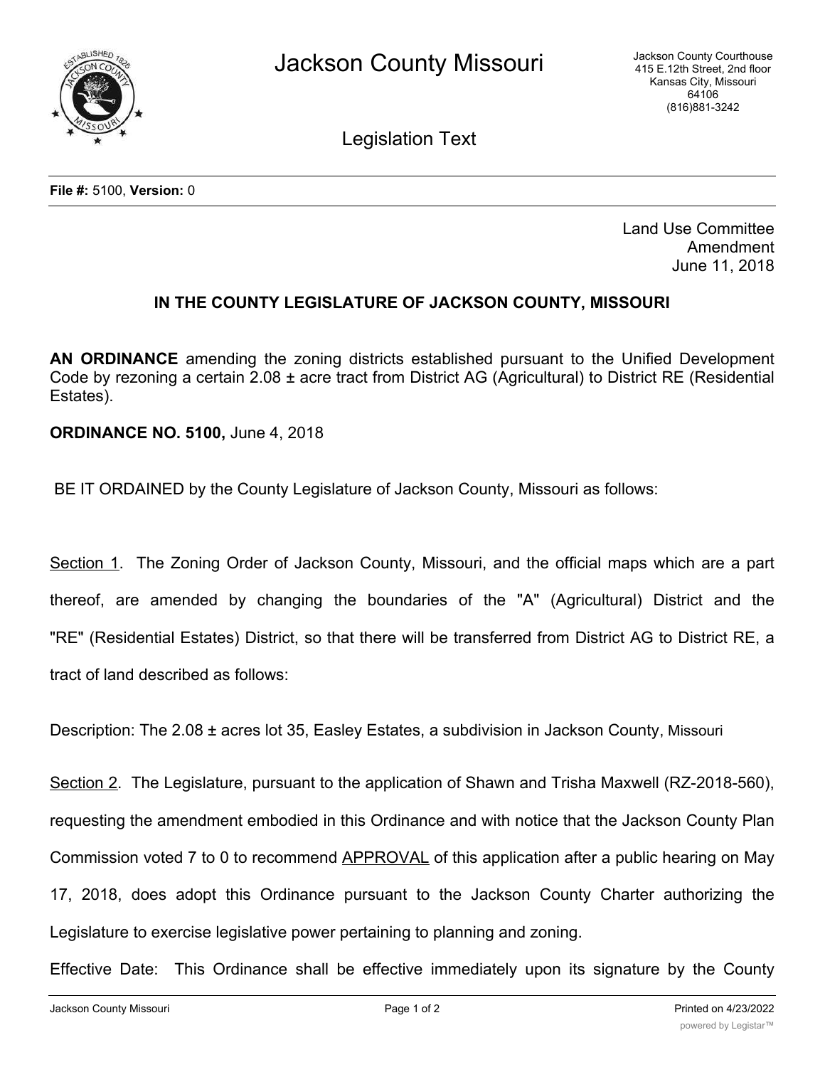# Jackson County Missouri

Jackson County Courthouse
415 E.12th Street, 2nd floor
Kansas City, Missouri
64106
(816)881-3242

## Legislation Text

**File #:** 5100, **Version:** 0

Land Use Committee
Amendment
June 11, 2018

**IN THE COUNTY LEGISLATURE OF JACKSON COUNTY, MISSOURI**

**AN ORDINANCE** amending the zoning districts established pursuant to the Unified Development Code by rezoning a certain 2.08 ± acre tract from District AG (Agricultural) to District RE (Residential Estates).

**ORDINANCE NO. 5100,** June 4, 2018

BE IT ORDAINED by the County Legislature of Jackson County, Missouri as follows:

Section 1. The Zoning Order of Jackson County, Missouri, and the official maps which are a part thereof, are amended by changing the boundaries of the "A" (Agricultural) District and the "RE" (Residential Estates) District, so that there will be transferred from District AG to District RE, a tract of land described as follows:

Description: The 2.08 ± acres lot 35, Easley Estates, a subdivision in Jackson County, Missouri

Section 2. The Legislature, pursuant to the application of Shawn and Trisha Maxwell (RZ-2018-560), requesting the amendment embodied in this Ordinance and with notice that the Jackson County Plan Commission voted 7 to 0 to recommend APPROVAL of this application after a public hearing on May 17, 2018, does adopt this Ordinance pursuant to the Jackson County Charter authorizing the Legislature to exercise legislative power pertaining to planning and zoning.

Effective Date: This Ordinance shall be effective immediately upon its signature by the County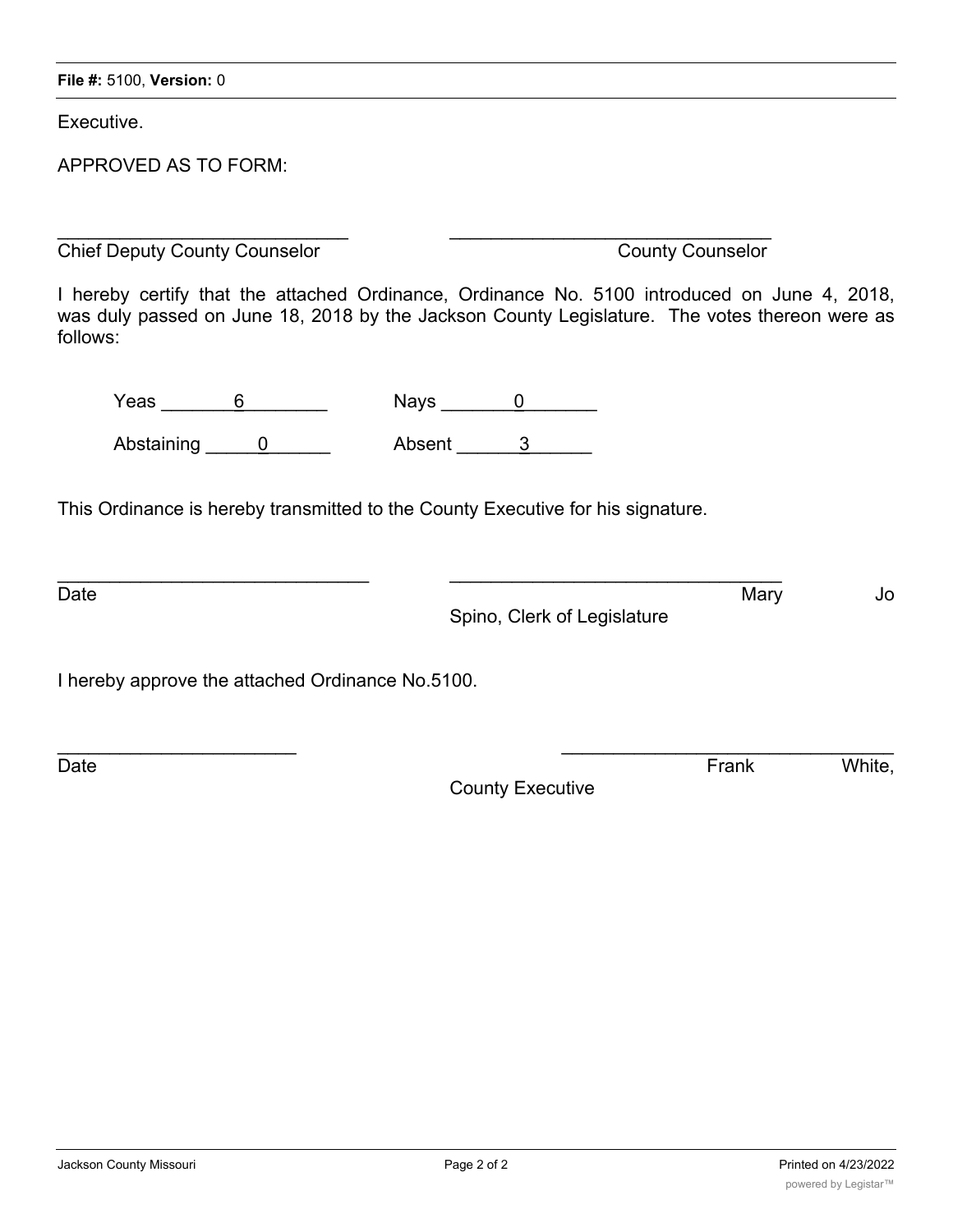Executive.

APPROVED AS TO FORM:

\_\_\_\_\_\_\_\_\_\_\_\_\_\_\_\_\_\_\_\_\_\_\_\_\_\_\_\_ \_\_\_\_\_\_\_\_\_\_\_\_\_\_\_\_\_\_\_\_\_\_\_\_\_\_\_\_\_\_\_

Chief Deputy County Counselor County Counselor

I hereby certify that the attached Ordinance, Ordinance No. 5100 introduced on June 4, 2018, was duly passed on June 18, 2018 by the Jackson County Legislature. The votes thereon were as follows:

Yeas \_\_\_\_\_\_\_6\_\_\_\_\_\_\_ Nays \_\_\_\_\_\_\_0\_\_\_\_\_\_\_

Abstaining \_\_\_\_\_0\_\_\_\_\_\_ Absent \_\_\_\_\_\_3\_\_\_\_\_\_

This Ordinance is hereby transmitted to the County Executive for his signature.

\_\_\_\_\_\_\_\_\_\_\_\_\_\_\_\_\_\_\_\_\_\_\_\_\_\_\_\_\_\_ \_\_\_\_\_\_\_\_\_\_\_\_\_\_\_\_\_\_\_\_\_\_\_\_\_\_\_\_\_\_\_\_

Date Mary Jo Spino, Clerk of Legislature

I hereby approve the attached Ordinance No.5100.

\_\_\_\_\_\_\_\_\_\_\_\_\_\_\_\_\_\_\_\_\_\_\_ \_\_\_\_\_\_\_\_\_\_\_\_\_\_\_\_\_\_\_\_\_\_\_\_\_\_\_\_\_\_\_\_

Date Frank White, County Executive